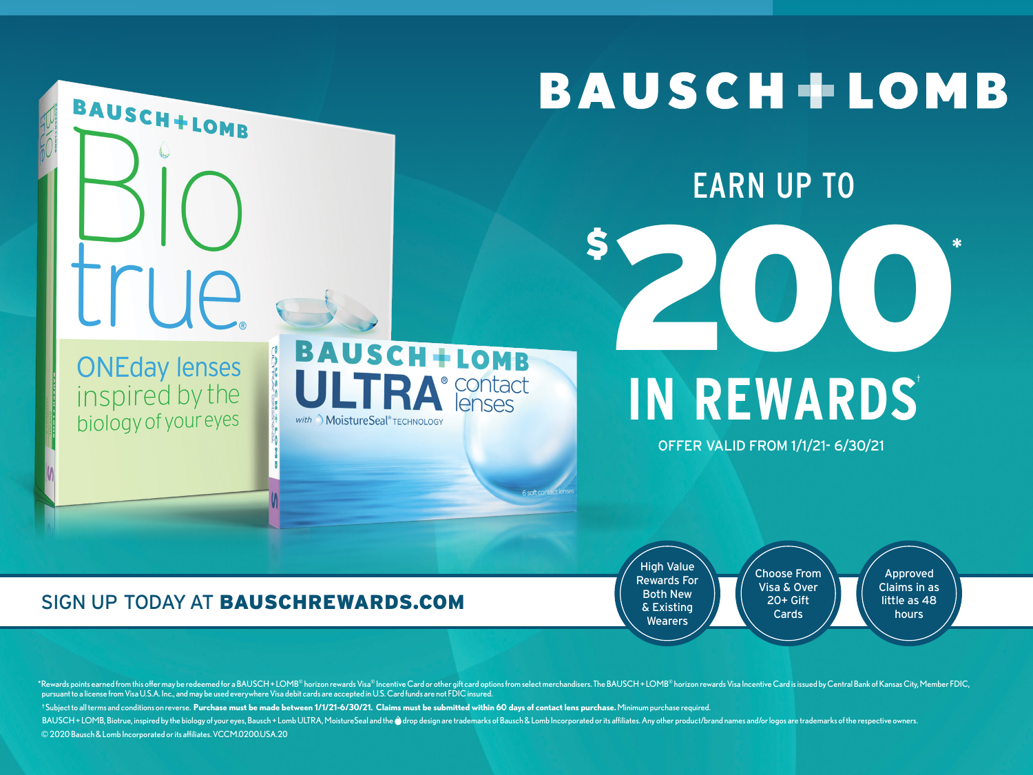# BAUSCH + LOMB

## EARN UP TO $200* IN REWARDS†

OFFER VALID FROM 1/1/21- 6/30/21

SIGN UP TODAY AT **BAUSCHREWARDS.COM**

- High Value Rewards For Both New & Existing Wearers
- Choose From Visa & Over 20+ Gift Cards
- Approved Claims in as little as 48 hours

*Rewards points earned from this offer may be redeemed for a BAUSCH + LOMB® horizon rewards Visa® Incentive Card or other gift card options from select merchandisers. The BAUSCH + LOMB® horizon rewards Visa Incentive Card is issued by Central Bank of Kansas City, Member FDIC, pursuant to a license from Visa U.S.A. Inc., and may be used everywhere Visa debit cards are accepted in U.S. Card funds are not FDIC insured.

† Subject to all terms and conditions on reverse. **Purchase must be made between 1/1/21-6/30/21. Claims must be submitted within 60 days of contact lens purchase.** Minimum purchase required.

BAUSCH + LOMB, Biotrue, inspired by the biology of your eyes, Bausch + Lomb ULTRA, MoistureSeal and the drop design are trademarks of Bausch & Lomb Incorporated or its affiliates. Any other product/brand names and/or logos are trademarks of the respective owners.

© 2020 Bausch & Lomb Incorporated or its affiliates. VCCM.0200.USA.20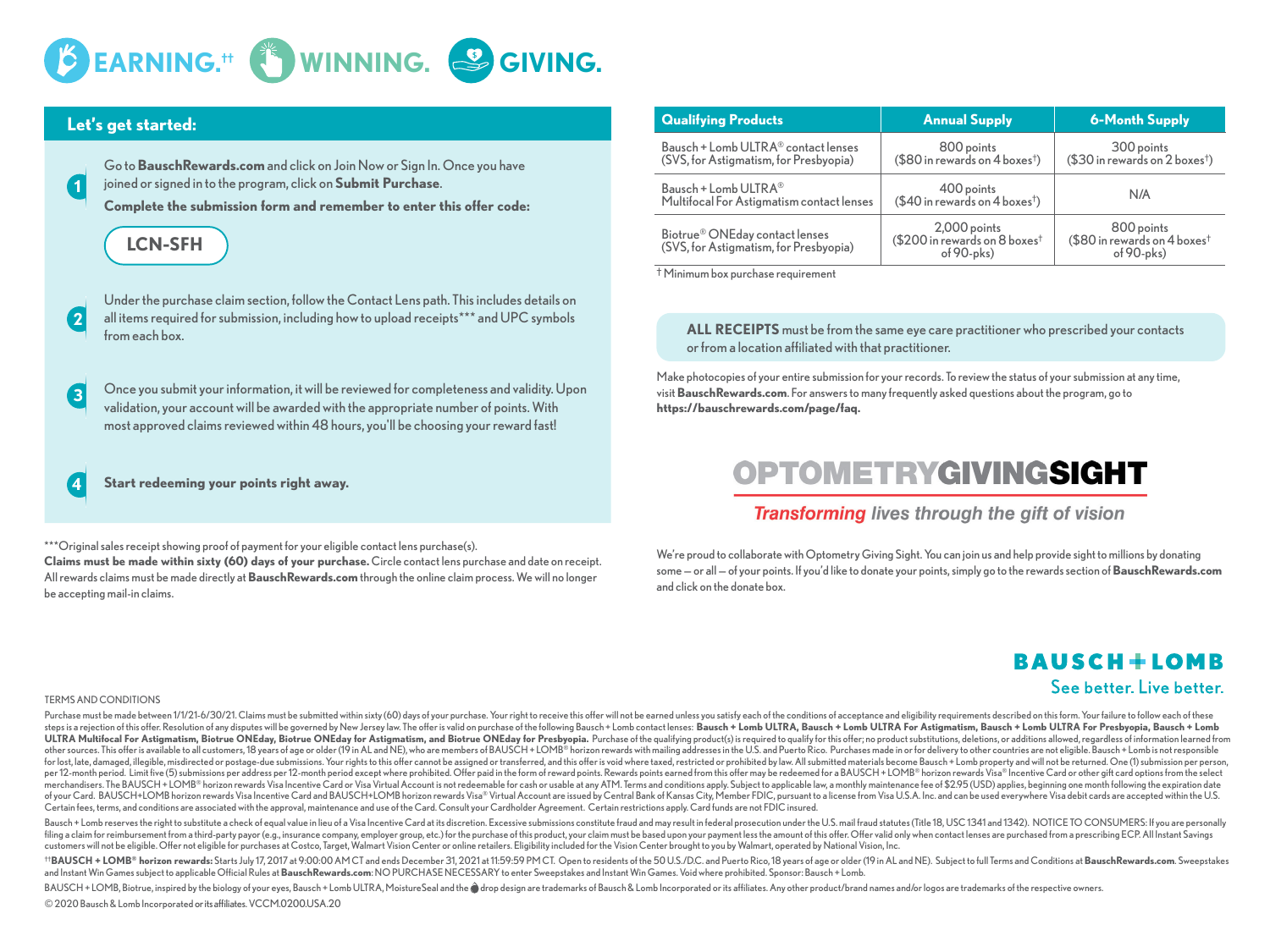# EARNING.[††] WINNING. GIVING.

## Let's get started:

**1** Go to **BauschRewards.com** and click on Join Now or Sign In. Once you have joined or signed in to the program, click on **Submit Purchase**.

**Complete the submission form and remember to enter this offer code:**

**LCN-SFH**

**2** Under the purchase claim section, follow the Contact Lens path. This includes details on all items required for submission, including how to upload receipts*** and UPC symbols from each box.

**3** Once you submit your information, it will be reviewed for completeness and validity. Upon validation, your account will be awarded with the appropriate number of points. With most approved claims reviewed within 48 hours, you'll be choosing your reward fast!

**4** **Start redeeming your points right away.**

***Original sales receipt showing proof of payment for your eligible contact lens purchase(s).
**Claims must be made within sixty (60) days of your purchase.** Circle contact lens purchase and date on receipt. All rewards claims must be made directly at **BauschRewards.com** through the online claim process. We will no longer be accepting mail-in claims.

| Qualifying Products | Annual Supply | 6-Month Supply |
| --- | --- | --- |
| Bausch + Lomb ULTRA® contact lenses (SVS, for Astigmatism, for Presbyopia) | 800 points ($80 in rewards on 4 boxes†) | 300 points ($30 in rewards on 2 boxes†) |
| Bausch + Lomb ULTRA® Multifocal For Astigmatism contact lenses | 400 points ($40 in rewards on 4 boxes†) | N/A |
| Biotrue® ONEday contact lenses (SVS, for Astigmatism, for Presbyopia) | 2,000 points ($200 in rewards on 8 boxes† of 90-pks) | 800 points ($80 in rewards on 4 boxes† of 90-pks) |

† Minimum box purchase requirement

**ALL RECEIPTS** must be from the same eye care practitioner who prescribed your contacts or from a location affiliated with that practitioner.

Make photocopies of your entire submission for your records. To review the status of your submission at any time, visit **BauschRewards.com**. For answers to many frequently asked questions about the program, go to **https://bauschrewards.com/page/faq.**

## OPTOMETRYGIVINGSIGHT

*Transforming lives through the gift of vision*

We're proud to collaborate with Optometry Giving Sight. You can join us and help provide sight to millions by donating some — or all — of your points. If you'd like to donate your points, simply go to the rewards section of **BauschRewards.com** and click on the donate box.

**BAUSCH + LOMB**
See better. Live better.

TERMS AND CONDITIONS

Purchase must be made between 1/1/21-6/30/21. Claims must be submitted within sixty (60) days of your purchase. Your right to receive this offer will not be earned unless you satisfy each of the conditions of acceptance and eligibility requirements described on this form. Your failure to follow each of these steps is a rejection of this offer. Resolution of any disputes will be governed by New Jersey law. The offer is valid on purchase of the following Bausch + Lomb contact lenses: **Bausch + Lomb ULTRA, Bausch + Lomb ULTRA For Astigmatism, Bausch + Lomb ULTRA For Presbyopia, Bausch + Lomb ULTRA Multifocal For Astigmatism, Biotrue ONEday, Biotrue ONEday for Astigmatism, and Biotrue ONEday for Presbyopia.** Purchase of the qualifying product(s) is required to qualify for this offer; no product substitutions, deletions, or additions allowed, regardless of information learned from other sources. This offer is available to all customers, 18 years of age or older (19 in AL and NE), who are members of BAUSCH + LOMB® horizon rewards with mailing addresses in the U.S. and Puerto Rico. Purchases made in or for delivery to other countries are not eligible. Bausch + Lomb is not responsible for lost, late, damaged, illegible, misdirected or postage-due submissions. Your rights to this offer cannot be assigned or transferred, and this offer is void where taxed, restricted or prohibited by law. All submitted materials become Bausch + Lomb property and will not be returned. One (1) submission per person, per 12-month period. Limit five (5) submissions per address per 12-month period except where prohibited. Offer paid in the form of reward points. Rewards points earned from this offer may be redeemed for a BAUSCH + LOMB® horizon rewards Visa® Incentive Card or other gift card options from the select merchandisers. The BAUSCH + LOMB® horizon rewards Visa Incentive Card or Visa Virtual Account is not redeemable for cash or usable at any ATM. Terms and conditions apply. Subject to applicable law, a monthly maintenance fee of $2.95 (USD) applies, beginning one month following the expiration date of your Card. BAUSCH+LOMB horizon rewards Visa Incentive Card and BAUSCH+LOMB horizon rewards Visa® Virtual Account are issued by Central Bank of Kansas City, Member FDIC, pursuant to a license from Visa U.S.A. Inc. and can be used everywhere Visa debit cards are accepted within the U.S. Certain fees, terms, and conditions are associated with the approval, maintenance and use of the Card. Consult your Cardholder Agreement. Certain restrictions apply. Card funds are not FDIC insured.

Bausch + Lomb reserves the right to substitute a check of equal value in lieu of a Visa Incentive Card at its discretion. Excessive submissions constitute fraud and may result in federal prosecution under the U.S. mail fraud statutes (Title 18, USC 1341 and 1342). NOTICE TO CONSUMERS: If you are personally filing a claim for reimbursement from a third-party payor (e.g., insurance company, employer group, etc.) for the purchase of this product, your claim must be based upon your payment less the amount of this offer. Offer valid only when contact lenses are purchased from a prescribing ECP. All Instant Savings customers will not be eligible. Offer not eligible for purchases at Costco, Target, Walmart Vision Center or online retailers. Eligibility included for the Vision Center brought to you by Walmart, operated by National Vision, Inc.

[††]**BAUSCH + LOMB® horizon rewards:** Starts July 17, 2017 at 9:00:00 AM CT and ends December 31, 2021 at 11:59:59 PM CT. Open to residents of the 50 U.S./D.C. and Puerto Rico, 18 years of age or older (19 in AL and NE). Subject to full Terms and Conditions at **BauschRewards.com**. Sweepstakes and Instant Win Games subject to applicable Official Rules at **BauschRewards.com**: NO PURCHASE NECESSARY to enter Sweepstakes and Instant Win Games. Void where prohibited. Sponsor: Bausch + Lomb.

BAUSCH + LOMB, Biotrue, inspired by the biology of your eyes, Bausch + Lomb ULTRA, MoistureSeal and the drop design are trademarks of Bausch & Lomb Incorporated or its affiliates. Any other product/brand names and/or logos are trademarks of the respective owners.

© 2020 Bausch & Lomb Incorporated or its affiliates. VCCM.0200.USA.20